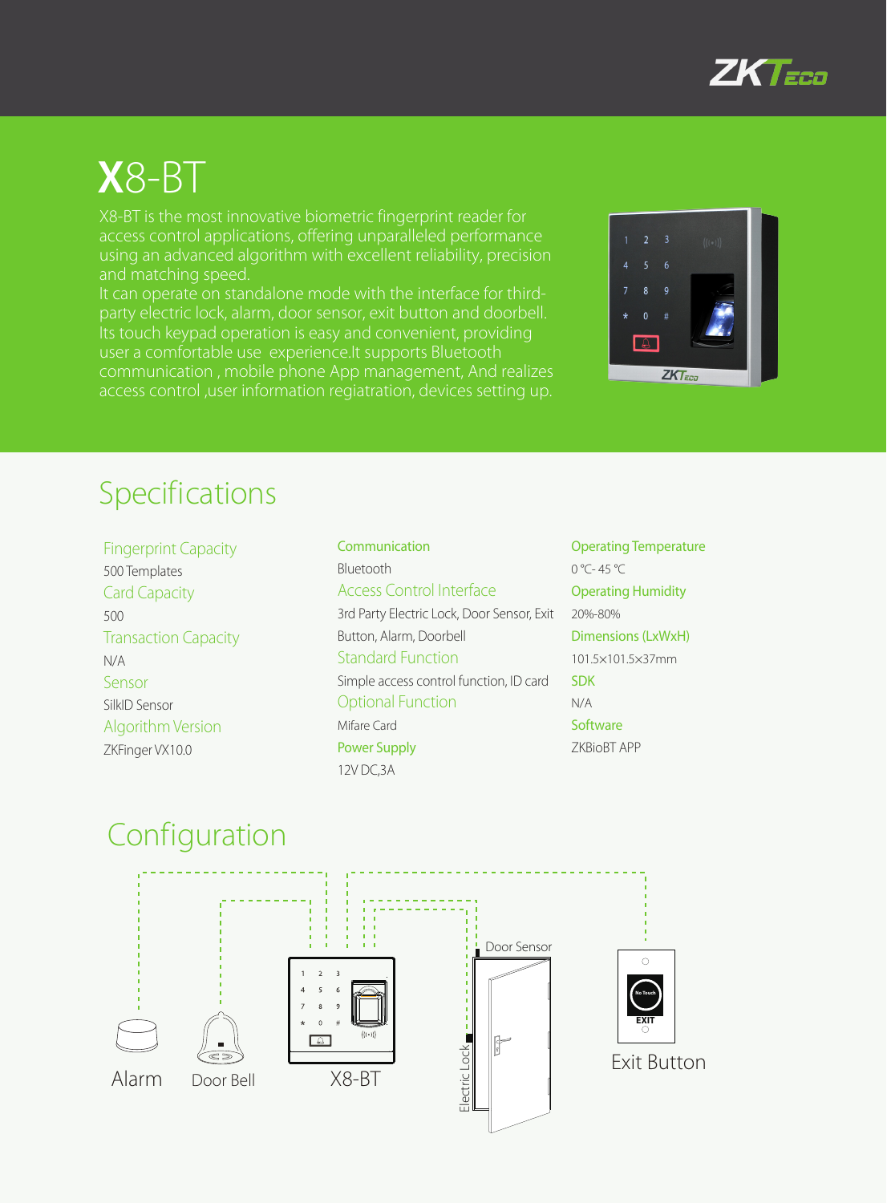# X8-BT

X8-BT is the most innovative biometric fingerprint reader for access control applications, offering unparalleled performance using an advanced algorithm with excellent reliability, precision and matching speed.

It can operate on standalone mode with the interface for third-party electric lock, alarm, door sensor, exit button and doorbell. Its touch keypad operation is easy and convenient, providing user a comfortable use experience.It supports Bluetooth communication , mobile phone App management, And realizes access control ,user information regiatration, devices setting up.

## Specifications

**Fingerprint Capacity**
500 Templates

**Card Capacity**
500

**Transaction Capacity**
N/A

**Sensor**
SilkID Sensor

**Algorithm Version**
ZKFinger VX10.0

**Communication**
Bluetooth

**Access Control Interface**
3rd Party Electric Lock, Door Sensor, Exit Button, Alarm, Doorbell

**Standard Function**
Simple access control function, ID card

**Optional Function**
Mifare Card

**Power Supply**
12V DC,3A

**Operating Temperature**
0 ℃- 45 ℃

**Operating Humidity**
20%-80%

**Dimensions (LxWxH)**
101.5×101.5×37mm

**SDK**
N/A

**Software**
ZKBioBT APP

## Configuration

Alarm · Door Bell · X8-BT · Electric Lock · Door Sensor · Exit Button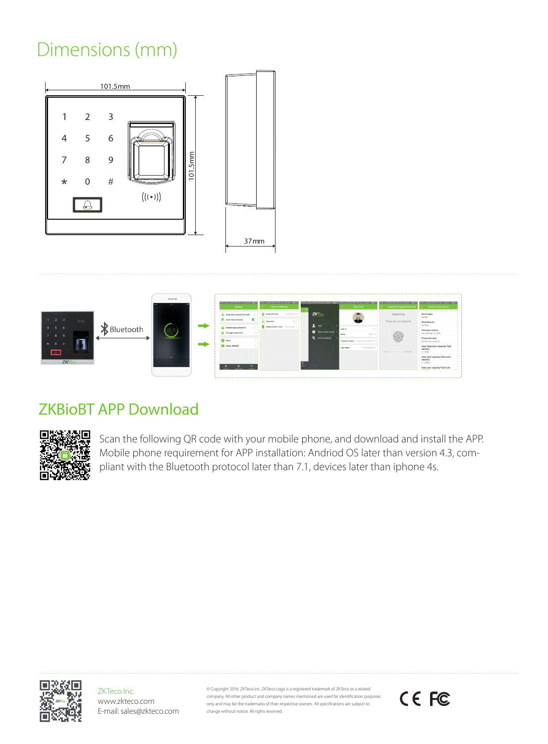# Dimensions (mm)

101.5mm

101.5mm

37mm

Bluetooth

## ZKBioBT APP Download

Scan the following QR code with your mobile phone, and download and install the APP. Mobile phone requirement for APP installation: Andriod OS later than version 4.3, compliant with the Bluetooth protocol later than 7.1, devices later than iphone 4s.

ZKTeco Inc.
www.zkteco.com
E-mail: sales@zkteco.com

© Copyright 2016. ZKTeco Inc. ZKTeco Logo is a registered trademark of ZKTeco or a related company. All other product and company names mentioned are used for identification purposes only and may be the trademarks of their respective owners. All specifications are subject to change without notice. All rights reserved.